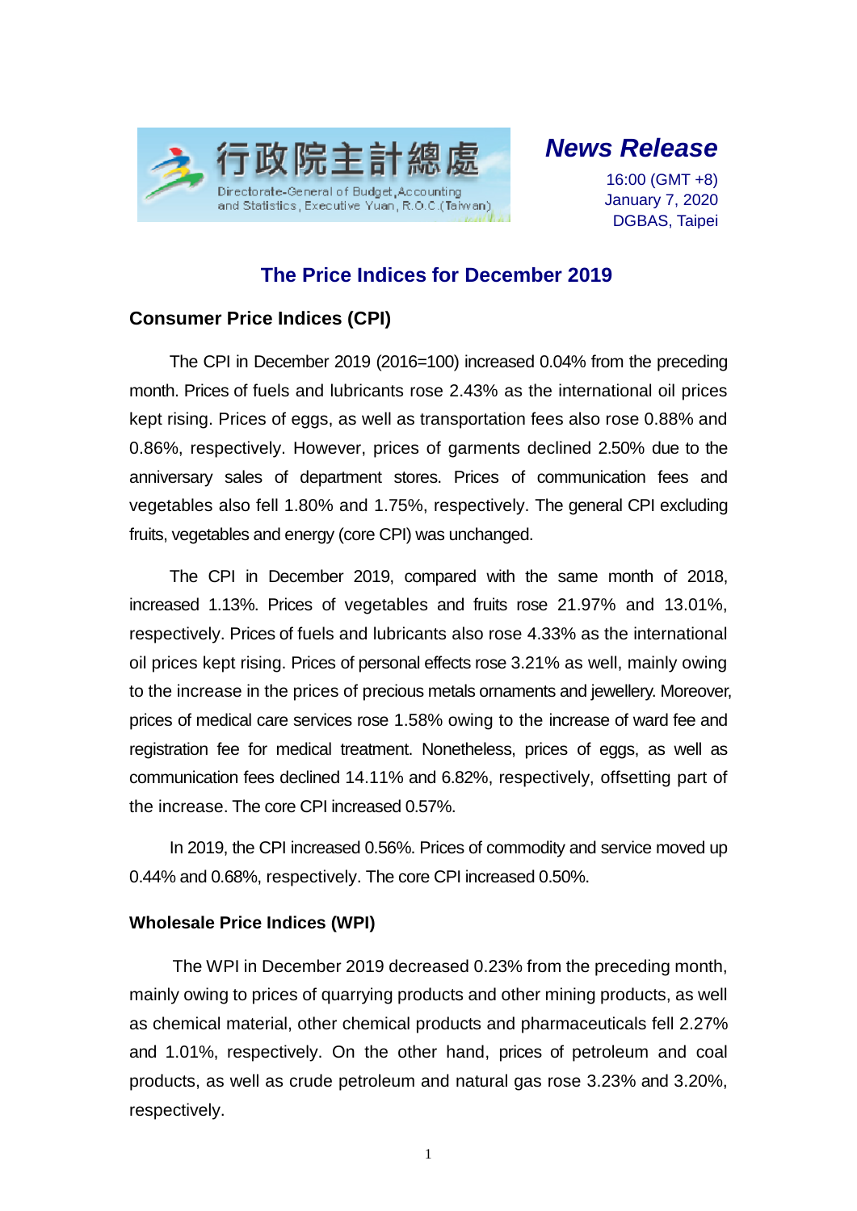行政院主計總處

Directorate-General of Budget, Accounting and Statistics, Executive Yuan, R.O.C.(Taiwan)

***News Release***

16:00 (GMT +8)
January 7, 2020
DGBAS, Taipei

# The Price Indices for December 2019

## Consumer Price Indices (CPI)

The CPI in December 2019 (2016=100) increased 0.04% from the preceding month. Prices of fuels and lubricants rose 2.43% as the international oil prices kept rising. Prices of eggs, as well as transportation fees also rose 0.88% and 0.86%, respectively. However, prices of garments declined 2.50% due to the anniversary sales of department stores. Prices of communication fees and vegetables also fell 1.80% and 1.75%, respectively. The general CPI excluding fruits, vegetables and energy (core CPI) was unchanged.

The CPI in December 2019, compared with the same month of 2018, increased 1.13%. Prices of vegetables and fruits rose 21.97% and 13.01%, respectively. Prices of fuels and lubricants also rose 4.33% as the international oil prices kept rising. Prices of personal effects rose 3.21% as well, mainly owing to the increase in the prices of precious metals ornaments and jewellery. Moreover, prices of medical care services rose 1.58% owing to the increase of ward fee and registration fee for medical treatment. Nonetheless, prices of eggs, as well as communication fees declined 14.11% and 6.82%, respectively, offsetting part of the increase. The core CPI increased 0.57%.

In 2019, the CPI increased 0.56%. Prices of commodity and service moved up 0.44% and 0.68%, respectively. The core CPI increased 0.50%.

## Wholesale Price Indices (WPI)

The WPI in December 2019 decreased 0.23% from the preceding month, mainly owing to prices of quarrying products and other mining products, as well as chemical material, other chemical products and pharmaceuticals fell 2.27% and 1.01%, respectively. On the other hand, prices of petroleum and coal products, as well as crude petroleum and natural gas rose 3.23% and 3.20%, respectively.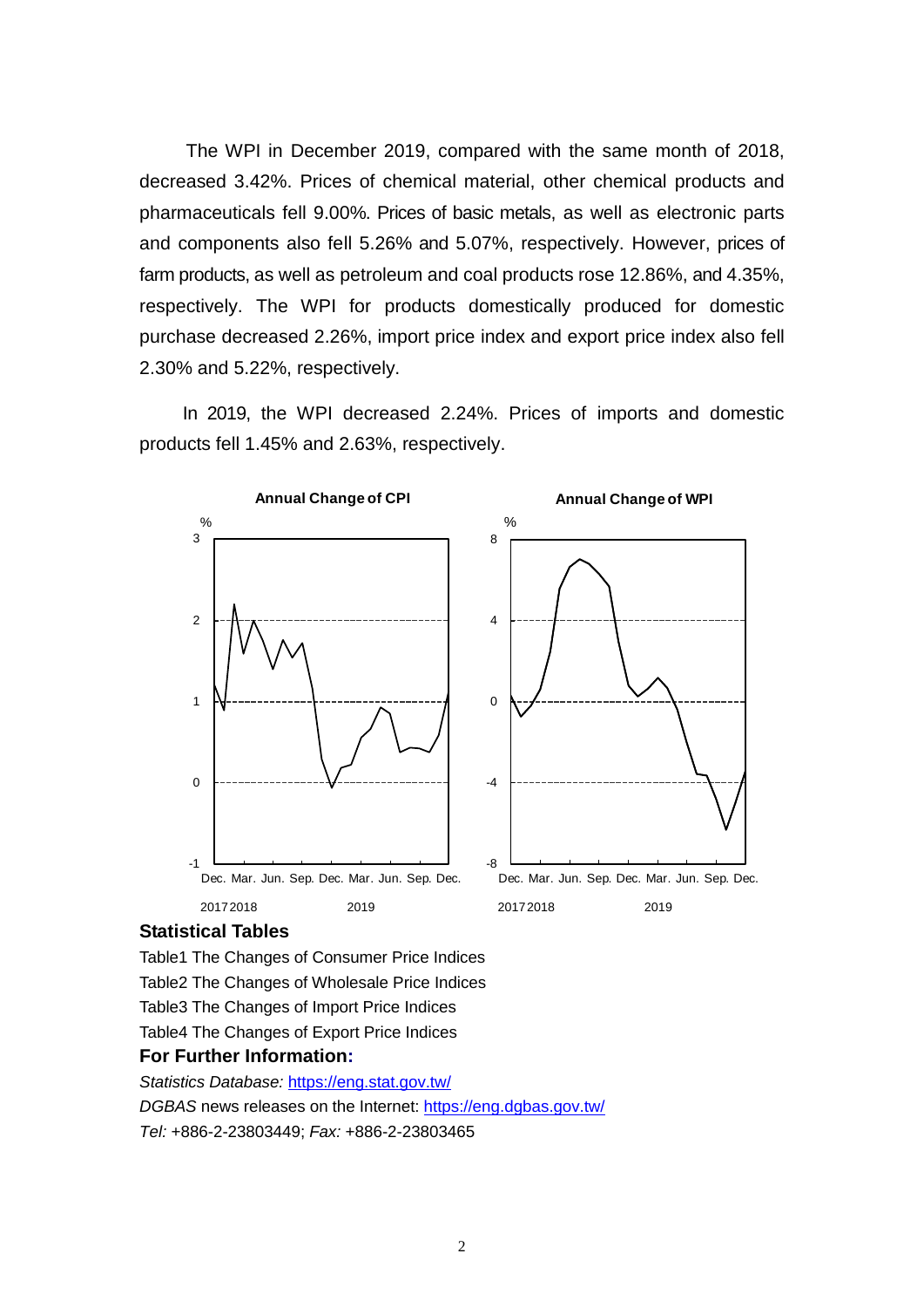The WPI in December 2019, compared with the same month of 2018, decreased 3.42%. Prices of chemical material, other chemical products and pharmaceuticals fell 9.00%. Prices of basic metals, as well as electronic parts and components also fell 5.26% and 5.07%, respectively. However, prices of farm products, as well as petroleum and coal products rose 12.86%, and 4.35%, respectively. The WPI for products domestically produced for domestic purchase decreased 2.26%, import price index and export price index also fell 2.30% and 5.22%, respectively.

In 2019, the WPI decreased 2.24%. Prices of imports and domestic products fell 1.45% and 2.63%, respectively.

**Annual Change of CPI**

%

3

2

1

0

-1

Dec. Mar. Jun. Sep. Dec. Mar. Jun. Sep. Dec.

2017 2018 2019

**Annual Change of WPI**

%

8

4

0

-4

-8

Dec. Mar. Jun. Sep. Dec. Mar. Jun. Sep. Dec.

2017 2018 2019

## Statistical Tables

Table1 The Changes of Consumer Price Indices

Table2 The Changes of Wholesale Price Indices

Table3 The Changes of Import Price Indices

Table4 The Changes of Export Price Indices

## For Further Information:

*Statistics Database:* https://eng.stat.gov.tw/

*DGBAS* news releases on the Internet: https://eng.dgbas.gov.tw/

*Tel:* +886-2-23803449; *Fax:* +886-2-23803465